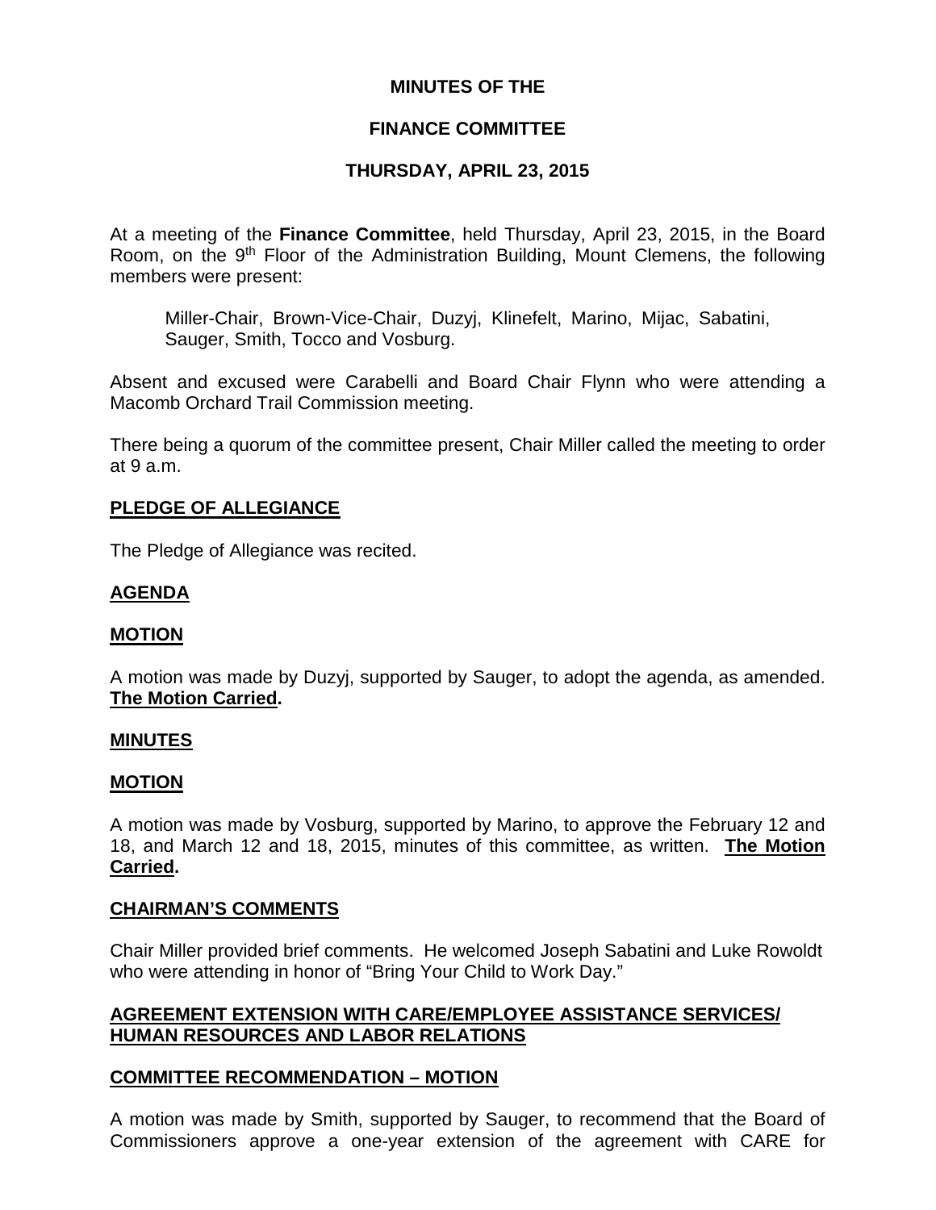# MINUTES OF THE

# FINANCE COMMITTEE

# THURSDAY, APRIL 23, 2015

At a meeting of the **Finance Committee**, held Thursday, April 23, 2015, in the Board Room, on the 9th Floor of the Administration Building, Mount Clemens, the following members were present:

> Miller-Chair, Brown-Vice-Chair, Duzyj, Klinefelt, Marino, Mijac, Sabatini, Sauger, Smith, Tocco and Vosburg.

Absent and excused were Carabelli and Board Chair Flynn who were attending a Macomb Orchard Trail Commission meeting.

There being a quorum of the committee present, Chair Miller called the meeting to order at 9 a.m.

## PLEDGE OF ALLEGIANCE

The Pledge of Allegiance was recited.

## AGENDA

## MOTION

A motion was made by Duzyj, supported by Sauger, to adopt the agenda, as amended. **The Motion Carried.**

## MINUTES

## MOTION

A motion was made by Vosburg, supported by Marino, to approve the February 12 and 18, and March 12 and 18, 2015, minutes of this committee, as written. **The Motion Carried.**

## CHAIRMAN'S COMMENTS

Chair Miller provided brief comments. He welcomed Joseph Sabatini and Luke Rowoldt who were attending in honor of "Bring Your Child to Work Day."

## AGREEMENT EXTENSION WITH CARE/EMPLOYEE ASSISTANCE SERVICES/ HUMAN RESOURCES AND LABOR RELATIONS

## COMMITTEE RECOMMENDATION – MOTION

A motion was made by Smith, supported by Sauger, to recommend that the Board of Commissioners approve a one-year extension of the agreement with CARE for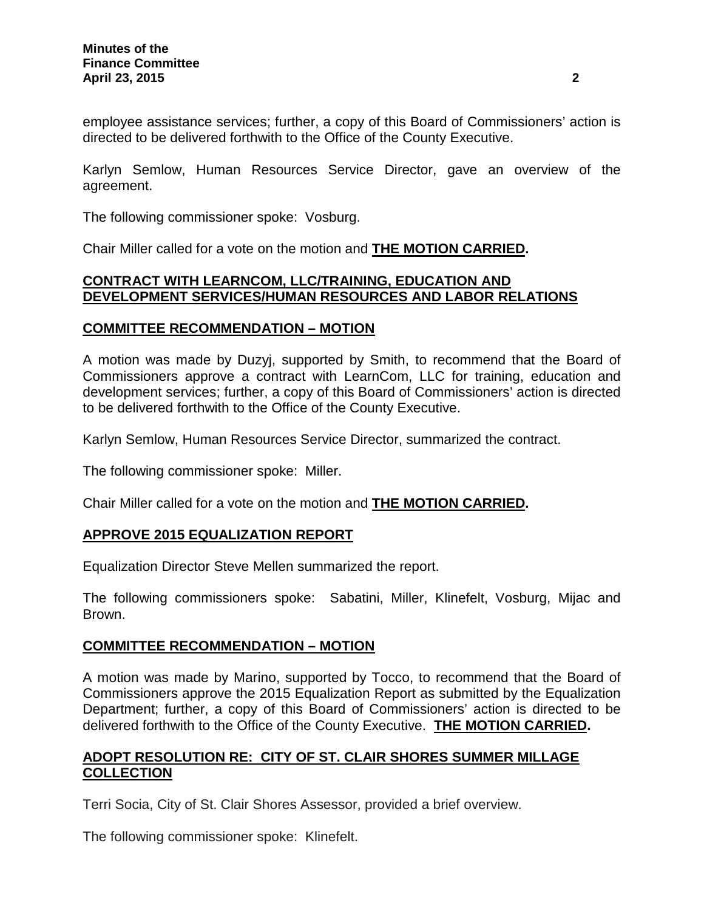employee assistance services; further, a copy of this Board of Commissioners' action is directed to be delivered forthwith to the Office of the County Executive.

Karlyn Semlow, Human Resources Service Director, gave an overview of the agreement.

The following commissioner spoke: Vosburg.

Chair Miller called for a vote on the motion and **THE MOTION CARRIED.**

**CONTRACT WITH LEARNCOM, LLC/TRAINING, EDUCATION AND DEVELOPMENT SERVICES/HUMAN RESOURCES AND LABOR RELATIONS**

**COMMITTEE RECOMMENDATION – MOTION**

A motion was made by Duzyj, supported by Smith, to recommend that the Board of Commissioners approve a contract with LearnCom, LLC for training, education and development services; further, a copy of this Board of Commissioners' action is directed to be delivered forthwith to the Office of the County Executive.

Karlyn Semlow, Human Resources Service Director, summarized the contract.

The following commissioner spoke: Miller.

Chair Miller called for a vote on the motion and **THE MOTION CARRIED.**

**APPROVE 2015 EQUALIZATION REPORT**

Equalization Director Steve Mellen summarized the report.

The following commissioners spoke: Sabatini, Miller, Klinefelt, Vosburg, Mijac and Brown.

**COMMITTEE RECOMMENDATION – MOTION**

A motion was made by Marino, supported by Tocco, to recommend that the Board of Commissioners approve the 2015 Equalization Report as submitted by the Equalization Department; further, a copy of this Board of Commissioners' action is directed to be delivered forthwith to the Office of the County Executive. **THE MOTION CARRIED.**

**ADOPT RESOLUTION RE: CITY OF ST. CLAIR SHORES SUMMER MILLAGE COLLECTION**

Terri Socia, City of St. Clair Shores Assessor, provided a brief overview.

The following commissioner spoke: Klinefelt.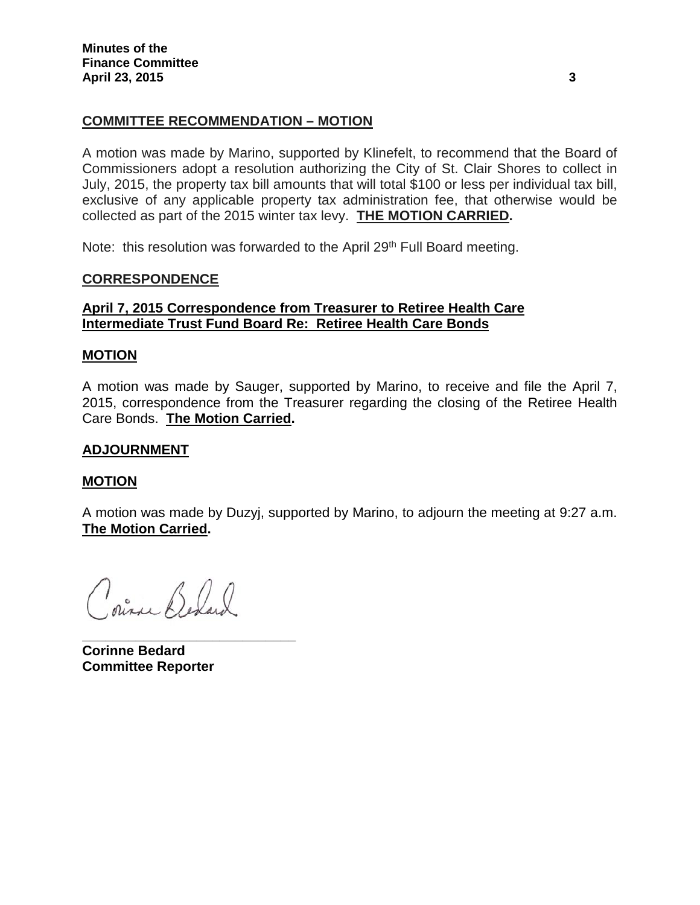## COMMITTEE RECOMMENDATION – MOTION

A motion was made by Marino, supported by Klinefelt, to recommend that the Board of Commissioners adopt a resolution authorizing the City of St. Clair Shores to collect in July, 2015, the property tax bill amounts that will total $100 or less per individual tax bill, exclusive of any applicable property tax administration fee, that otherwise would be collected as part of the 2015 winter tax levy. **THE MOTION CARRIED.**

Note: this resolution was forwarded to the April 29th Full Board meeting.

## CORRESPONDENCE

### April 7, 2015 Correspondence from Treasurer to Retiree Health Care Intermediate Trust Fund Board Re: Retiree Health Care Bonds

### MOTION

A motion was made by Sauger, supported by Marino, to receive and file the April 7, 2015, correspondence from the Treasurer regarding the closing of the Retiree Health Care Bonds. **The Motion Carried.**

## ADJOURNMENT

### MOTION

A motion was made by Duzyj, supported by Marino, to adjourn the meeting at 9:27 a.m. **The Motion Carried.**

Corinne Bedard

**Corinne Bedard**
**Committee Reporter**